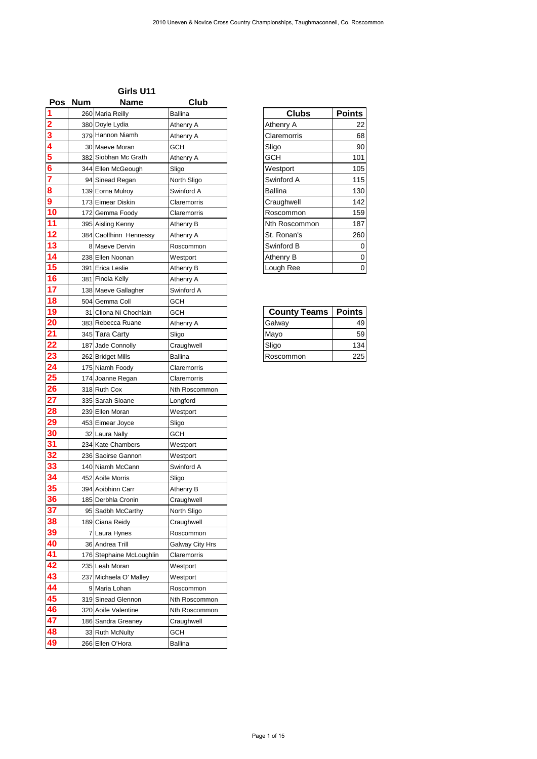## Girls U11

| Pos | Num | Name | Club |
|---|---|---|---|
| 1 | 260 | Maria Reilly | Ballina |
| 2 | 380 | Doyle Lydia | Athenry A |
| 3 | 379 | Hannon Niamh | Athenry A |
| 4 | 30 | Maeve Moran | GCH |
| 5 | 382 | Siobhan Mc Grath | Athenry A |
| 6 | 344 | Ellen McGeough | Sligo |
| 7 | 94 | Sinead Regan | North Sligo |
| 8 | 139 | Eorna Mulroy | Swinford A |
| 9 | 173 | Eimear Diskin | Claremorris |
| 10 | 172 | Gemma Foody | Claremorris |
| 11 | 395 | Aisling Kenny | Athenry B |
| 12 | 384 | Caolfhinn Hennessy | Athenry A |
| 13 | 8 | Maeve Dervin | Roscommon |
| 14 | 238 | Ellen Noonan | Westport |
| 15 | 391 | Erica Leslie | Athenry B |
| 16 | 381 | Finola Kelly | Athenry A |
| 17 | 138 | Maeve Gallagher | Swinford A |
| 18 | 504 | Gemma Coll | GCH |
| 19 | 31 | Cliona Ni Chochlain | GCH |
| 20 | 383 | Rebecca Ruane | Athenry A |
| 21 | 345 | Tara Carty | Sligo |
| 22 | 187 | Jade Connolly | Craughwell |
| 23 | 262 | Bridget Mills | Ballina |
| 24 | 175 | Niamh Foody | Claremorris |
| 25 | 174 | Joanne Regan | Claremorris |
| 26 | 318 | Ruth Cox | Nth Roscommon |
| 27 | 335 | Sarah Sloane | Longford |
| 28 | 239 | Ellen Moran | Westport |
| 29 | 453 | Eimear Joyce | Sligo |
| 30 | 32 | Laura Nally | GCH |
| 31 | 234 | Kate Chambers | Westport |
| 32 | 236 | Saoirse Gannon | Westport |
| 33 | 140 | Niamh McCann | Swinford A |
| 34 | 452 | Aoife Morris | Sligo |
| 35 | 394 | Aoibhinn Carr | Athenry B |
| 36 | 185 | Derbhla Cronin | Craughwell |
| 37 | 95 | Sadbh McCarthy | North Sligo |
| 38 | 189 | Ciana Reidy | Craughwell |
| 39 | 7 | Laura Hynes | Roscommon |
| 40 | 36 | Andrea Trill | Galway City Hrs |
| 41 | 176 | Stephaine McLoughlin | Claremorris |
| 42 | 235 | Leah Moran | Westport |
| 43 | 237 | Michaela O' Malley | Westport |
| 44 | 9 | Maria Lohan | Roscommon |
| 45 | 319 | Sinead Glennon | Nth Roscommon |
| 46 | 320 | Aoife Valentine | Nth Roscommon |
| 47 | 186 | Sandra Greaney | Craughwell |
| 48 | 33 | Ruth McNulty | GCH |
| 49 | 266 | Ellen O'Hora | Ballina |

| Clubs | Points |
|---|---|
| Athenry A | 22 |
| Claremorris | 68 |
| Sligo | 90 |
| GCH | 101 |
| Westport | 105 |
| Swinford A | 115 |
| Ballina | 130 |
| Craughwell | 142 |
| Roscommon | 159 |
| Nth Roscommon | 187 |
| St. Ronan's | 260 |
| Swinford B | 0 |
| Athenry B | 0 |
| Lough Ree | 0 |

| County Teams | Points |
|---|---|
| Galway | 49 |
| Mayo | 59 |
| Sligo | 134 |
| Roscommon | 225 |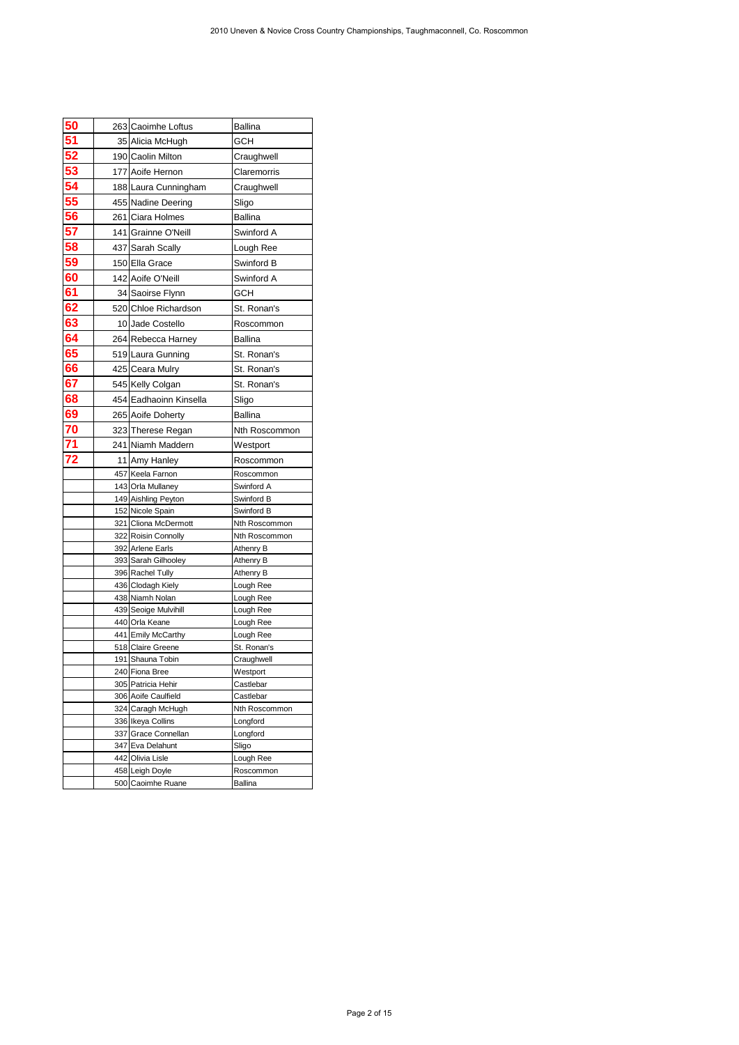| | | | |
|---|---|---|---|
| 50 | 263 | Caoimhe Loftus | Ballina |
| 51 | 35 | Alicia McHugh | GCH |
| 52 | 190 | Caolin Milton | Craughwell |
| 53 | 177 | Aoife Hernon | Claremorris |
| 54 | 188 | Laura Cunningham | Craughwell |
| 55 | 455 | Nadine Deering | Sligo |
| 56 | 261 | Ciara Holmes | Ballina |
| 57 | 141 | Grainne O'Neill | Swinford A |
| 58 | 437 | Sarah Scally | Lough Ree |
| 59 | 150 | Ella Grace | Swinford B |
| 60 | 142 | Aoife O'Neill | Swinford A |
| 61 | 34 | Saoirse Flynn | GCH |
| 62 | 520 | Chloe Richardson | St. Ronan's |
| 63 | 10 | Jade Costello | Roscommon |
| 64 | 264 | Rebecca Harney | Ballina |
| 65 | 519 | Laura Gunning | St. Ronan's |
| 66 | 425 | Ceara Mulry | St. Ronan's |
| 67 | 545 | Kelly Colgan | St. Ronan's |
| 68 | 454 | Eadhaoinn Kinsella | Sligo |
| 69 | 265 | Aoife Doherty | Ballina |
| 70 | 323 | Therese Regan | Nth Roscommon |
| 71 | 241 | Niamh Maddern | Westport |
| 72 | 11 | Amy Hanley | Roscommon |
| | 457 | Keela Farnon | Roscommon |
| | 143 | Orla Mullaney | Swinford A |
| | 149 | Aishling Peyton | Swinford B |
| | 152 | Nicole Spain | Swinford B |
| | 321 | Cliona McDermott | Nth Roscommon |
| | 322 | Roisin Connolly | Nth Roscommon |
| | 392 | Arlene Earls | Athenry B |
| | 393 | Sarah Gilhooley | Athenry B |
| | 396 | Rachel Tully | Athenry B |
| | 436 | Clodagh Kiely | Lough Ree |
| | 438 | Niamh Nolan | Lough Ree |
| | 439 | Seoige Mulvihill | Lough Ree |
| | 440 | Orla Keane | Lough Ree |
| | 441 | Emily McCarthy | Lough Ree |
| | 518 | Claire Greene | St. Ronan's |
| | 191 | Shauna Tobin | Craughwell |
| | 240 | Fiona Bree | Westport |
| | 305 | Patricia Hehir | Castlebar |
| | 306 | Aoife Caulfield | Castlebar |
| | 324 | Caragh McHugh | Nth Roscommon |
| | 336 | Ikeya Collins | Longford |
| | 337 | Grace Connellan | Longford |
| | 347 | Eva Delahunt | Sligo |
| | 442 | Olivia Lisle | Lough Ree |
| | 458 | Leigh Doyle | Roscommon |
| | 500 | Caoimhe Ruane | Ballina |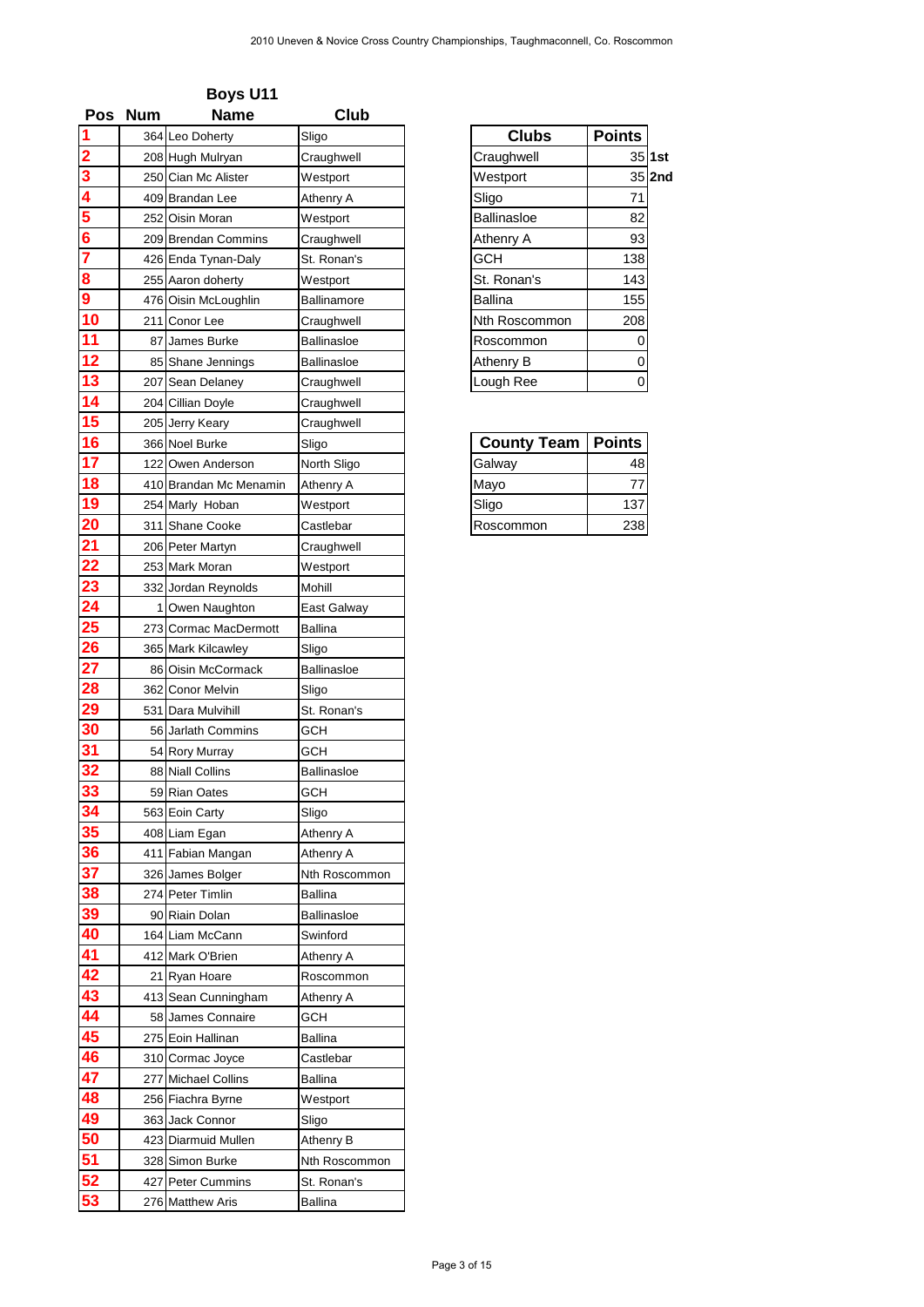## Boys U11

| Pos | Num | Name | Club |
|---|---|---|---|
| 1 | 364 | Leo Doherty | Sligo |
| 2 | 208 | Hugh Mulryan | Craughwell |
| 3 | 250 | Cian Mc Alister | Westport |
| 4 | 409 | Brandan Lee | Athenry A |
| 5 | 252 | Oisin Moran | Westport |
| 6 | 209 | Brendan Commins | Craughwell |
| 7 | 426 | Enda Tynan-Daly | St. Ronan's |
| 8 | 255 | Aaron doherty | Westport |
| 9 | 476 | Oisin McLoughlin | Ballinamore |
| 10 | 211 | Conor Lee | Craughwell |
| 11 | 87 | James Burke | Ballinasloe |
| 12 | 85 | Shane Jennings | Ballinasloe |
| 13 | 207 | Sean Delaney | Craughwell |
| 14 | 204 | Cillian Doyle | Craughwell |
| 15 | 205 | Jerry Keary | Craughwell |
| 16 | 366 | Noel Burke | Sligo |
| 17 | 122 | Owen Anderson | North Sligo |
| 18 | 410 | Brandan Mc Menamin | Athenry A |
| 19 | 254 | Marly Hoban | Westport |
| 20 | 311 | Shane Cooke | Castlebar |
| 21 | 206 | Peter Martyn | Craughwell |
| 22 | 253 | Mark Moran | Westport |
| 23 | 332 | Jordan Reynolds | Mohill |
| 24 | 1 | Owen Naughton | East Galway |
| 25 | 273 | Cormac MacDermott | Ballina |
| 26 | 365 | Mark Kilcawley | Sligo |
| 27 | 86 | Oisin McCormack | Ballinasloe |
| 28 | 362 | Conor Melvin | Sligo |
| 29 | 531 | Dara Mulvihill | St. Ronan's |
| 30 | 56 | Jarlath Commins | GCH |
| 31 | 54 | Rory Murray | GCH |
| 32 | 88 | Niall Collins | Ballinasloe |
| 33 | 59 | Rian Oates | GCH |
| 34 | 563 | Eoin Carty | Sligo |
| 35 | 408 | Liam Egan | Athenry A |
| 36 | 411 | Fabian Mangan | Athenry A |
| 37 | 326 | James Bolger | Nth Roscommon |
| 38 | 274 | Peter Timlin | Ballina |
| 39 | 90 | Riain Dolan | Ballinasloe |
| 40 | 164 | Liam McCann | Swinford |
| 41 | 412 | Mark O'Brien | Athenry A |
| 42 | 21 | Ryan Hoare | Roscommon |
| 43 | 413 | Sean Cunningham | Athenry A |
| 44 | 58 | James Connaire | GCH |
| 45 | 275 | Eoin Hallinan | Ballina |
| 46 | 310 | Cormac Joyce | Castlebar |
| 47 | 277 | Michael Collins | Ballina |
| 48 | 256 | Fiachra Byrne | Westport |
| 49 | 363 | Jack Connor | Sligo |
| 50 | 423 | Diarmuid Mullen | Athenry B |
| 51 | 328 | Simon Burke | Nth Roscommon |
| 52 | 427 | Peter Cummins | St. Ronan's |
| 53 | 276 | Matthew Aris | Ballina |

| Clubs | Points | |
|---|---|---|
| Craughwell | 35 | 1st |
| Westport | 35 | 2nd |
| Sligo | 71 | |
| Ballinasloe | 82 | |
| Athenry A | 93 | |
| GCH | 138 | |
| St. Ronan's | 143 | |
| Ballina | 155 | |
| Nth Roscommon | 208 | |
| Roscommon | 0 | |
| Athenry B | 0 | |
| Lough Ree | 0 | |

| County Team | Points |
|---|---|
| Galway | 48 |
| Mayo | 77 |
| Sligo | 137 |
| Roscommon | 238 |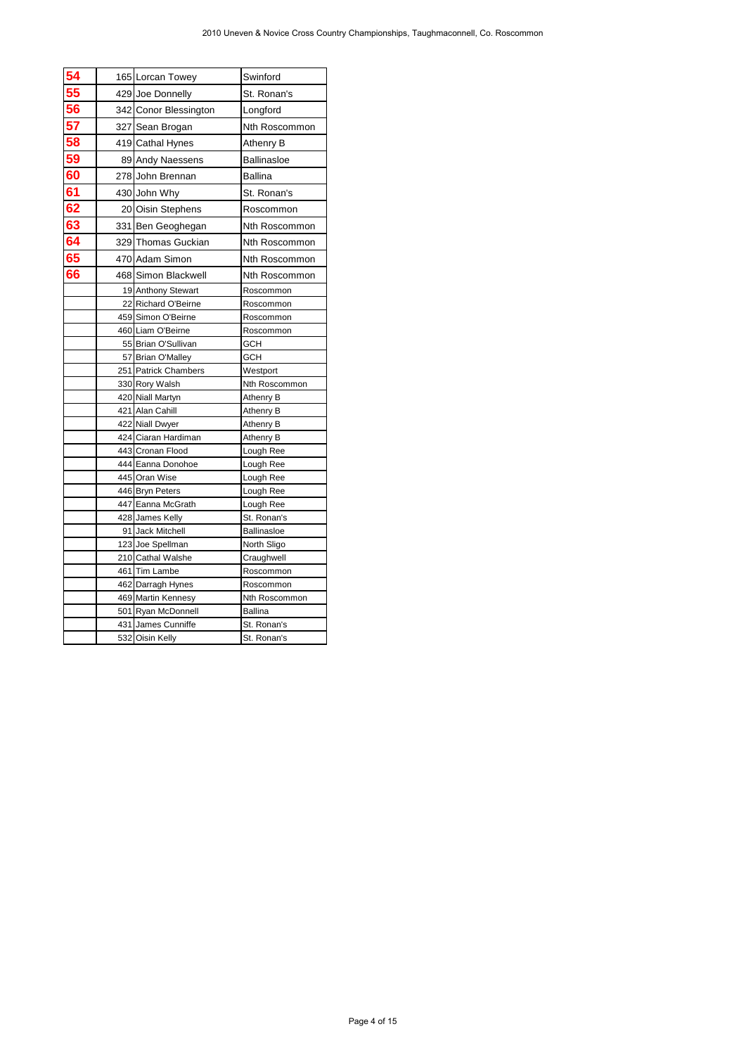| | | | |
|---|---|---|---|
| 54 | 165 | Lorcan Towey | Swinford |
| 55 | 429 | Joe Donnelly | St. Ronan's |
| 56 | 342 | Conor Blessington | Longford |
| 57 | 327 | Sean Brogan | Nth Roscommon |
| 58 | 419 | Cathal Hynes | Athenry B |
| 59 | 89 | Andy Naessens | Ballinasloe |
| 60 | 278 | John Brennan | Ballina |
| 61 | 430 | John Why | St. Ronan's |
| 62 | 20 | Oisin Stephens | Roscommon |
| 63 | 331 | Ben Geoghegan | Nth Roscommon |
| 64 | 329 | Thomas Guckian | Nth Roscommon |
| 65 | 470 | Adam Simon | Nth Roscommon |
| 66 | 468 | Simon Blackwell | Nth Roscommon |
| | 19 | Anthony Stewart | Roscommon |
| | 22 | Richard O'Beirne | Roscommon |
| | 459 | Simon O'Beirne | Roscommon |
| | 460 | Liam O'Beirne | Roscommon |
| | 55 | Brian O'Sullivan | GCH |
| | 57 | Brian O'Malley | GCH |
| | 251 | Patrick Chambers | Westport |
| | 330 | Rory Walsh | Nth Roscommon |
| | 420 | Niall Martyn | Athenry B |
| | 421 | Alan Cahill | Athenry B |
| | 422 | Niall Dwyer | Athenry B |
| | 424 | Ciaran Hardiman | Athenry B |
| | 443 | Cronan Flood | Lough Ree |
| | 444 | Eanna Donohoe | Lough Ree |
| | 445 | Oran Wise | Lough Ree |
| | 446 | Bryn Peters | Lough Ree |
| | 447 | Eanna McGrath | Lough Ree |
| | 428 | James Kelly | St. Ronan's |
| | 91 | Jack Mitchell | Ballinasloe |
| | 123 | Joe Spellman | North Sligo |
| | 210 | Cathal Walshe | Craughwell |
| | 461 | Tim Lambe | Roscommon |
| | 462 | Darragh Hynes | Roscommon |
| | 469 | Martin Kennesy | Nth Roscommon |
| | 501 | Ryan McDonnell | Ballina |
| | 431 | James Cunniffe | St. Ronan's |
| | 532 | Oisin Kelly | St. Ronan's |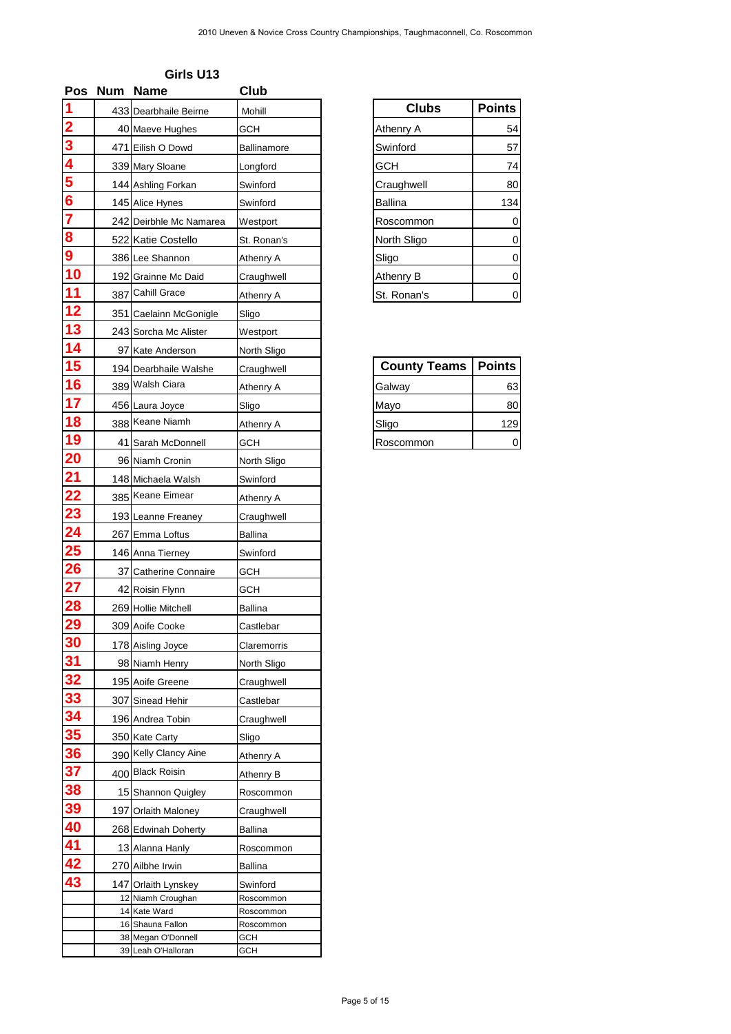## Girls U13

| Pos | Num | Name | Club |
|---|---|---|---|
| 1 | 433 | Dearbhaile Beirne | Mohill |
| 2 | 40 | Maeve Hughes | GCH |
| 3 | 471 | Eilish O Dowd | Ballinamore |
| 4 | 339 | Mary Sloane | Longford |
| 5 | 144 | Ashling Forkan | Swinford |
| 6 | 145 | Alice Hynes | Swinford |
| 7 | 242 | Deirbhle Mc Namarea | Westport |
| 8 | 522 | Katie Costello | St. Ronan's |
| 9 | 386 | Lee Shannon | Athenry A |
| 10 | 192 | Grainne Mc Daid | Craughwell |
| 11 | 387 | Cahill Grace | Athenry A |
| 12 | 351 | Caelainn McGonigle | Sligo |
| 13 | 243 | Sorcha Mc Alister | Westport |
| 14 | 97 | Kate Anderson | North Sligo |
| 15 | 194 | Dearbhaile Walshe | Craughwell |
| 16 | 389 | Walsh Ciara | Athenry A |
| 17 | 456 | Laura Joyce | Sligo |
| 18 | 388 | Keane Niamh | Athenry A |
| 19 | 41 | Sarah McDonnell | GCH |
| 20 | 96 | Niamh Cronin | North Sligo |
| 21 | 148 | Michaela Walsh | Swinford |
| 22 | 385 | Keane Eimear | Athenry A |
| 23 | 193 | Leanne Freaney | Craughwell |
| 24 | 267 | Emma Loftus | Ballina |
| 25 | 146 | Anna Tierney | Swinford |
| 26 | 37 | Catherine Connaire | GCH |
| 27 | 42 | Roisin Flynn | GCH |
| 28 | 269 | Hollie Mitchell | Ballina |
| 29 | 309 | Aoife Cooke | Castlebar |
| 30 | 178 | Aisling Joyce | Claremorris |
| 31 | 98 | Niamh Henry | North Sligo |
| 32 | 195 | Aoife Greene | Craughwell |
| 33 | 307 | Sinead Hehir | Castlebar |
| 34 | 196 | Andrea Tobin | Craughwell |
| 35 | 350 | Kate Carty | Sligo |
| 36 | 390 | Kelly Clancy Aine | Athenry A |
| 37 | 400 | Black Roisin | Athenry B |
| 38 | 15 | Shannon Quigley | Roscommon |
| 39 | 197 | Orlaith Maloney | Craughwell |
| 40 | 268 | Edwinah Doherty | Ballina |
| 41 | 13 | Alanna Hanly | Roscommon |
| 42 | 270 | Ailbhe Irwin | Ballina |
| 43 | 147 | Orlaith Lynskey | Swinford |
| | 12 | Niamh Croughan | Roscommon |
| | 14 | Kate Ward | Roscommon |
| | 16 | Shauna Fallon | Roscommon |
| | 38 | Megan O'Donnell | GCH |
| | 39 | Leah O'Halloran | GCH |

| Clubs | Points |
|---|---|
| Athenry A | 54 |
| Swinford | 57 |
| GCH | 74 |
| Craughwell | 80 |
| Ballina | 134 |
| Roscommon | 0 |
| North Sligo | 0 |
| Sligo | 0 |
| Athenry B | 0 |
| St. Ronan's | 0 |

| County Teams | Points |
|---|---|
| Galway | 63 |
| Mayo | 80 |
| Sligo | 129 |
| Roscommon | 0 |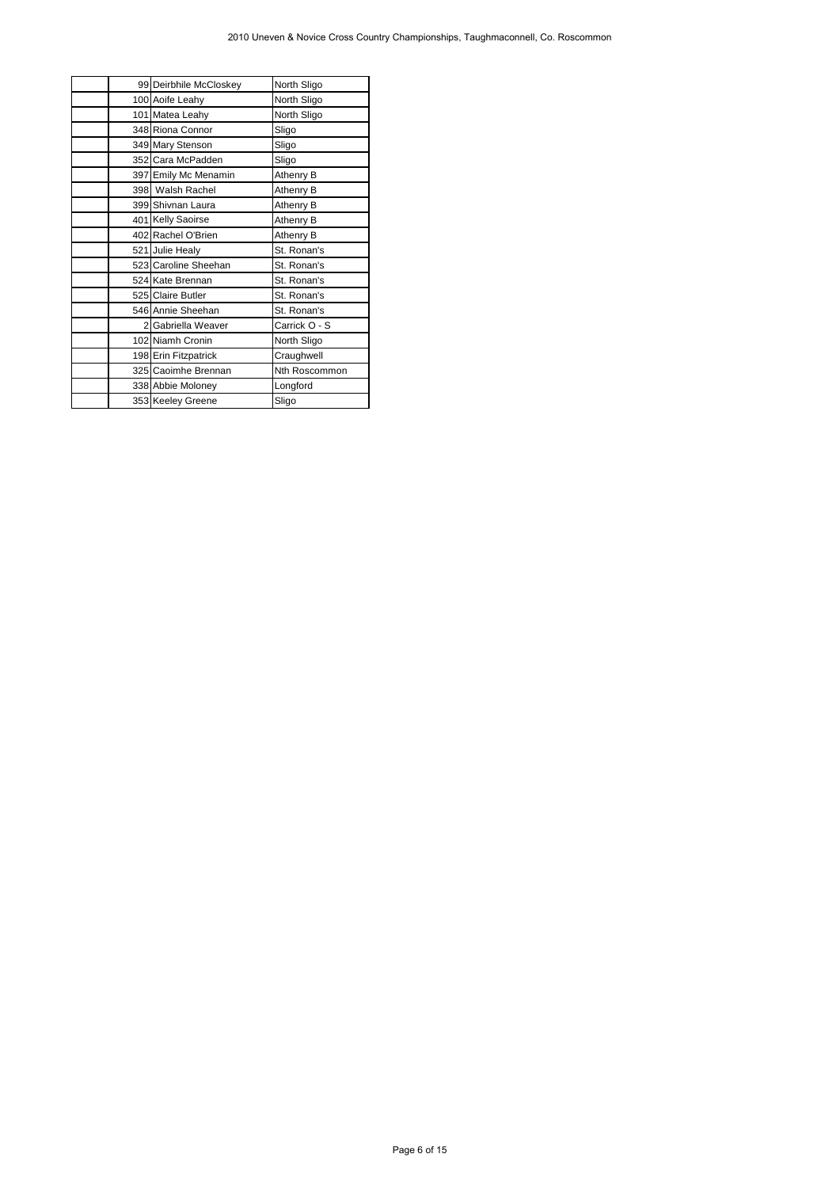|  |  |  |  |
|---|---|---|---|
|  | 99 | Deirbhile McCloskey | North Sligo |
|  | 100 | Aoife Leahy | North Sligo |
|  | 101 | Matea Leahy | North Sligo |
|  | 348 | Riona Connor | Sligo |
|  | 349 | Mary Stenson | Sligo |
|  | 352 | Cara McPadden | Sligo |
|  | 397 | Emily Mc Menamin | Athenry B |
|  | 398 | Walsh Rachel | Athenry B |
|  | 399 | Shivnan Laura | Athenry B |
|  | 401 | Kelly Saoirse | Athenry B |
|  | 402 | Rachel O'Brien | Athenry B |
|  | 521 | Julie Healy | St. Ronan's |
|  | 523 | Caroline Sheehan | St. Ronan's |
|  | 524 | Kate Brennan | St. Ronan's |
|  | 525 | Claire Butler | St. Ronan's |
|  | 546 | Annie Sheehan | St. Ronan's |
|  | 2 | Gabriella Weaver | Carrick O - S |
|  | 102 | Niamh Cronin | North Sligo |
|  | 198 | Erin Fitzpatrick | Craughwell |
|  | 325 | Caoimhe Brennan | Nth Roscommon |
|  | 338 | Abbie Moloney | Longford |
|  | 353 | Keeley Greene | Sligo |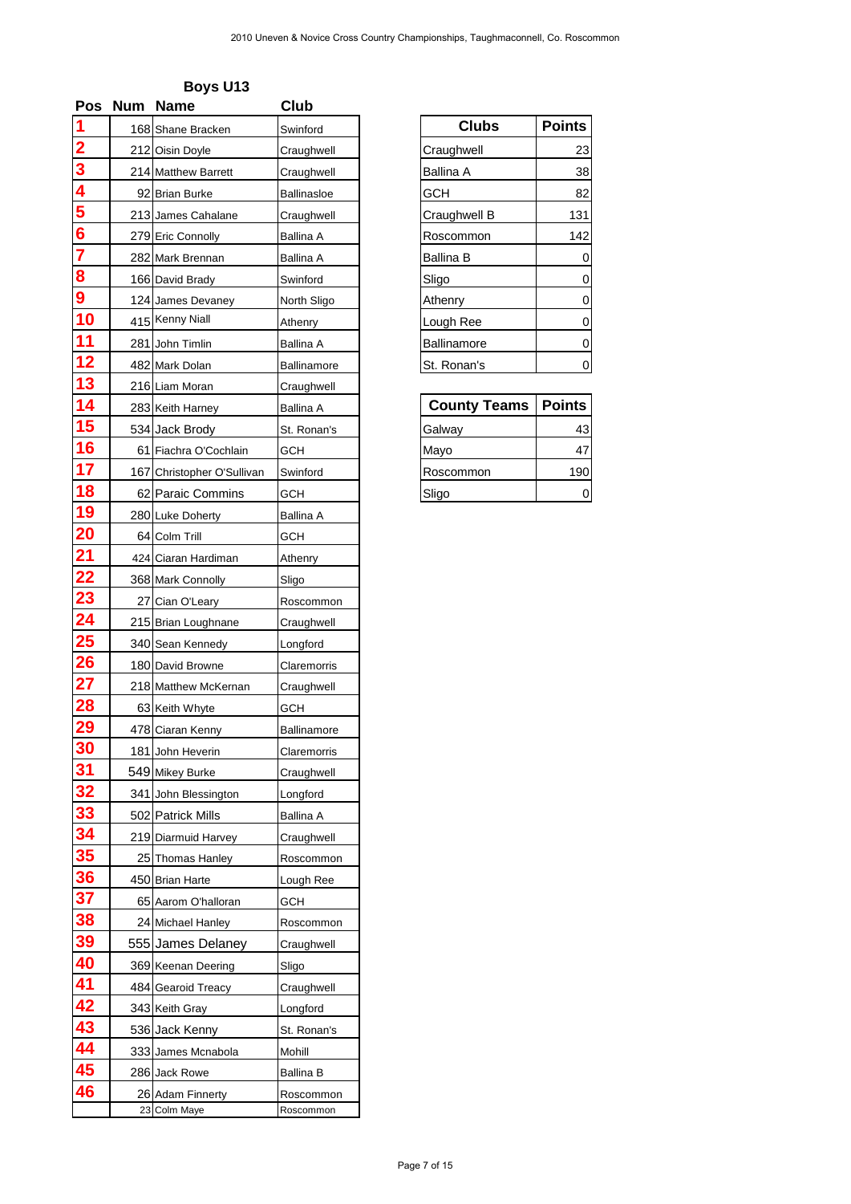2010 Uneven & Novice Cross Country Championships, Taughmaconnell, Co. Roscommon

### Boys U13

| Pos | Num | Name | Club |
|---|---|---|---|
| 1 | 168 | Shane Bracken | Swinford |
| 2 | 212 | Oisin Doyle | Craughwell |
| 3 | 214 | Matthew Barrett | Craughwell |
| 4 | 92 | Brian Burke | Ballinasloe |
| 5 | 213 | James Cahalane | Craughwell |
| 6 | 279 | Eric Connolly | Ballina A |
| 7 | 282 | Mark Brennan | Ballina A |
| 8 | 166 | David Brady | Swinford |
| 9 | 124 | James Devaney | North Sligo |
| 10 | 415 | Kenny Niall | Athenry |
| 11 | 281 | John Timlin | Ballina A |
| 12 | 482 | Mark Dolan | Ballinamore |
| 13 | 216 | Liam Moran | Craughwell |
| 14 | 283 | Keith Harney | Ballina A |
| 15 | 534 | Jack Brody | St. Ronan's |
| 16 | 61 | Fiachra O'Cochlain | GCH |
| 17 | 167 | Christopher O'Sullivan | Swinford |
| 18 | 62 | Paraic Commins | GCH |
| 19 | 280 | Luke Doherty | Ballina A |
| 20 | 64 | Colm Trill | GCH |
| 21 | 424 | Ciaran Hardiman | Athenry |
| 22 | 368 | Mark Connolly | Sligo |
| 23 | 27 | Cian O'Leary | Roscommon |
| 24 | 215 | Brian Loughnane | Craughwell |
| 25 | 340 | Sean Kennedy | Longford |
| 26 | 180 | David Browne | Claremorris |
| 27 | 218 | Matthew McKernan | Craughwell |
| 28 | 63 | Keith Whyte | GCH |
| 29 | 478 | Ciaran Kenny | Ballinamore |
| 30 | 181 | John Heverin | Claremorris |
| 31 | 549 | Mikey Burke | Craughwell |
| 32 | 341 | John Blessington | Longford |
| 33 | 502 | Patrick Mills | Ballina A |
| 34 | 219 | Diarmuid Harvey | Craughwell |
| 35 | 25 | Thomas Hanley | Roscommon |
| 36 | 450 | Brian Harte | Lough Ree |
| 37 | 65 | Aarom O'halloran | GCH |
| 38 | 24 | Michael Hanley | Roscommon |
| 39 | 555 | James Delaney | Craughwell |
| 40 | 369 | Keenan Deering | Sligo |
| 41 | 484 | Gearoid Treacy | Craughwell |
| 42 | 343 | Keith Gray | Longford |
| 43 | 536 | Jack Kenny | St. Ronan's |
| 44 | 333 | James Mcnabola | Mohill |
| 45 | 286 | Jack Rowe | Ballina B |
| 46 | 26 | Adam Finnerty | Roscommon |
| | 23 | Colm Maye | Roscommon |

| Clubs | Points |
|---|---|
| Craughwell | 23 |
| Ballina A | 38 |
| GCH | 82 |
| Craughwell B | 131 |
| Roscommon | 142 |
| Ballina B | 0 |
| Sligo | 0 |
| Athenry | 0 |
| Lough Ree | 0 |
| Ballinamore | 0 |
| St. Ronan's | 0 |

| County Teams | Points |
|---|---|
| Galway | 43 |
| Mayo | 47 |
| Roscommon | 190 |
| Sligo | 0 |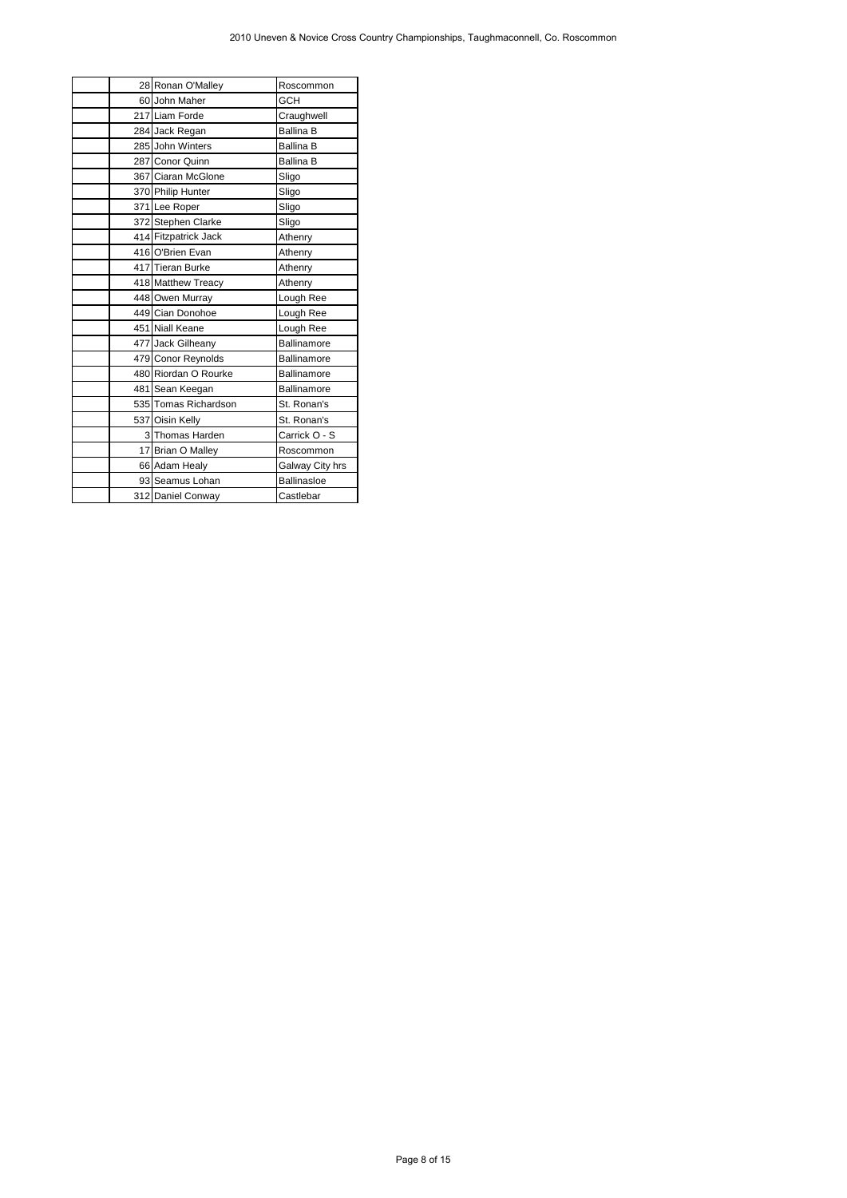| | | | |
|---|---|---|---|
| | 28 | Ronan O'Malley | Roscommon |
| | 60 | John Maher | GCH |
| | 217 | Liam Forde | Craughwell |
| | 284 | Jack Regan | Ballina B |
| | 285 | John Winters | Ballina B |
| | 287 | Conor Quinn | Ballina B |
| | 367 | Ciaran McGlone | Sligo |
| | 370 | Philip Hunter | Sligo |
| | 371 | Lee Roper | Sligo |
| | 372 | Stephen Clarke | Sligo |
| | 414 | Fitzpatrick Jack | Athenry |
| | 416 | O'Brien Evan | Athenry |
| | 417 | Tieran Burke | Athenry |
| | 418 | Matthew Treacy | Athenry |
| | 448 | Owen Murray | Lough Ree |
| | 449 | Cian Donohoe | Lough Ree |
| | 451 | Niall Keane | Lough Ree |
| | 477 | Jack Gilheany | Ballinamore |
| | 479 | Conor Reynolds | Ballinamore |
| | 480 | Riordan O Rourke | Ballinamore |
| | 481 | Sean Keegan | Ballinamore |
| | 535 | Tomas Richardson | St. Ronan's |
| | 537 | Oisin Kelly | St. Ronan's |
| | 3 | Thomas Harden | Carrick O - S |
| | 17 | Brian O Malley | Roscommon |
| | 66 | Adam Healy | Galway City hrs |
| | 93 | Seamus Lohan | Ballinasloe |
| | 312 | Daniel Conway | Castlebar |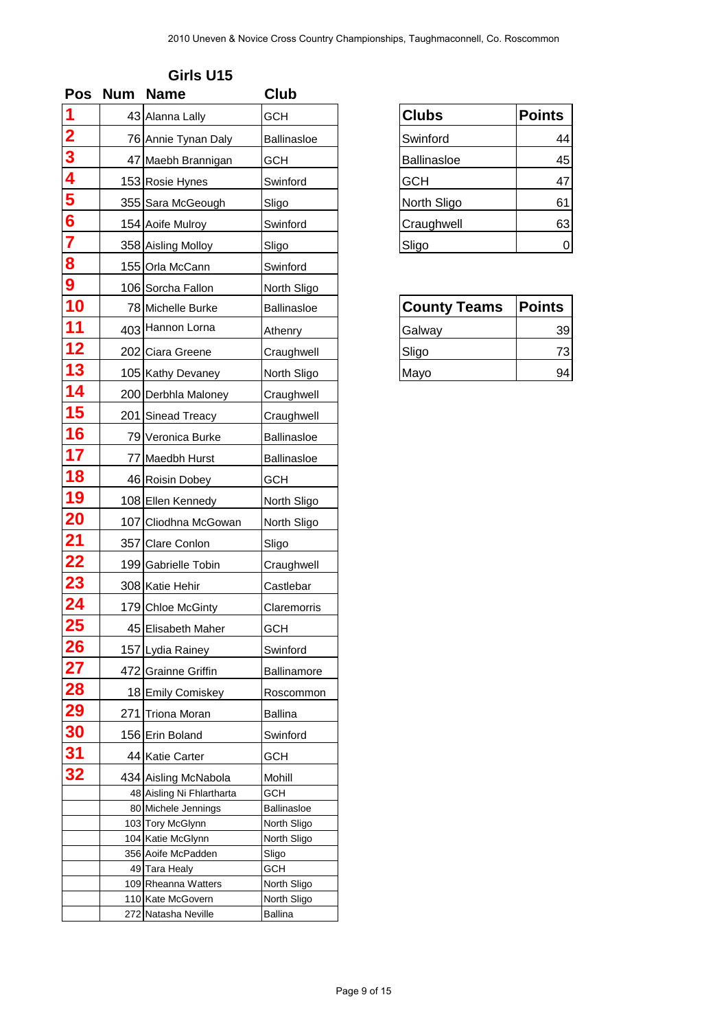## Girls U15

| Pos | Num | Name | Club |
|---|---|---|---|
| 1 | 43 | Alanna Lally | GCH |
| 2 | 76 | Annie Tynan Daly | Ballinasloe |
| 3 | 47 | Maebh Brannigan | GCH |
| 4 | 153 | Rosie Hynes | Swinford |
| 5 | 355 | Sara McGeough | Sligo |
| 6 | 154 | Aoife Mulroy | Swinford |
| 7 | 358 | Aisling Molloy | Sligo |
| 8 | 155 | Orla McCann | Swinford |
| 9 | 106 | Sorcha Fallon | North Sligo |
| 10 | 78 | Michelle Burke | Ballinasloe |
| 11 | 403 | Hannon Lorna | Athenry |
| 12 | 202 | Ciara Greene | Craughwell |
| 13 | 105 | Kathy Devaney | North Sligo |
| 14 | 200 | Derbhla Maloney | Craughwell |
| 15 | 201 | Sinead Treacy | Craughwell |
| 16 | 79 | Veronica Burke | Ballinasloe |
| 17 | 77 | Maedhb Hurst | Ballinasloe |
| 18 | 46 | Roisin Dobey | GCH |
| 19 | 108 | Ellen Kennedy | North Sligo |
| 20 | 107 | Cliodhna McGowan | North Sligo |
| 21 | 357 | Clare Conlon | Sligo |
| 22 | 199 | Gabrielle Tobin | Craughwell |
| 23 | 308 | Katie Hehir | Castlebar |
| 24 | 179 | Chloe McGinty | Claremorris |
| 25 | 45 | Elisabeth Maher | GCH |
| 26 | 157 | Lydia Rainey | Swinford |
| 27 | 472 | Grainne Griffin | Ballinamore |
| 28 | 18 | Emily Comiskey | Roscommon |
| 29 | 271 | Triona Moran | Ballina |
| 30 | 156 | Erin Boland | Swinford |
| 31 | 44 | Katie Carter | GCH |
| 32 | 434 | Aisling McNabola | Mohill |
| | 48 | Aisling Ni Fhlartharta | GCH |
| | 80 | Michele Jennings | Ballinasloe |
| | 103 | Tory McGlynn | North Sligo |
| | 104 | Katie McGlynn | North Sligo |
| | 356 | Aoife McPadden | Sligo |
| | 49 | Tara Healy | GCH |
| | 109 | Rheanna Watters | North Sligo |
| | 110 | Kate McGovern | North Sligo |
| | 272 | Natasha Neville | Ballina |

| Clubs | Points |
|---|---|
| Swinford | 44 |
| Ballinasloe | 45 |
| GCH | 47 |
| North Sligo | 61 |
| Craughwell | 63 |
| Sligo | 0 |

| County Teams | Points |
|---|---|
| Galway | 39 |
| Sligo | 73 |
| Mayo | 94 |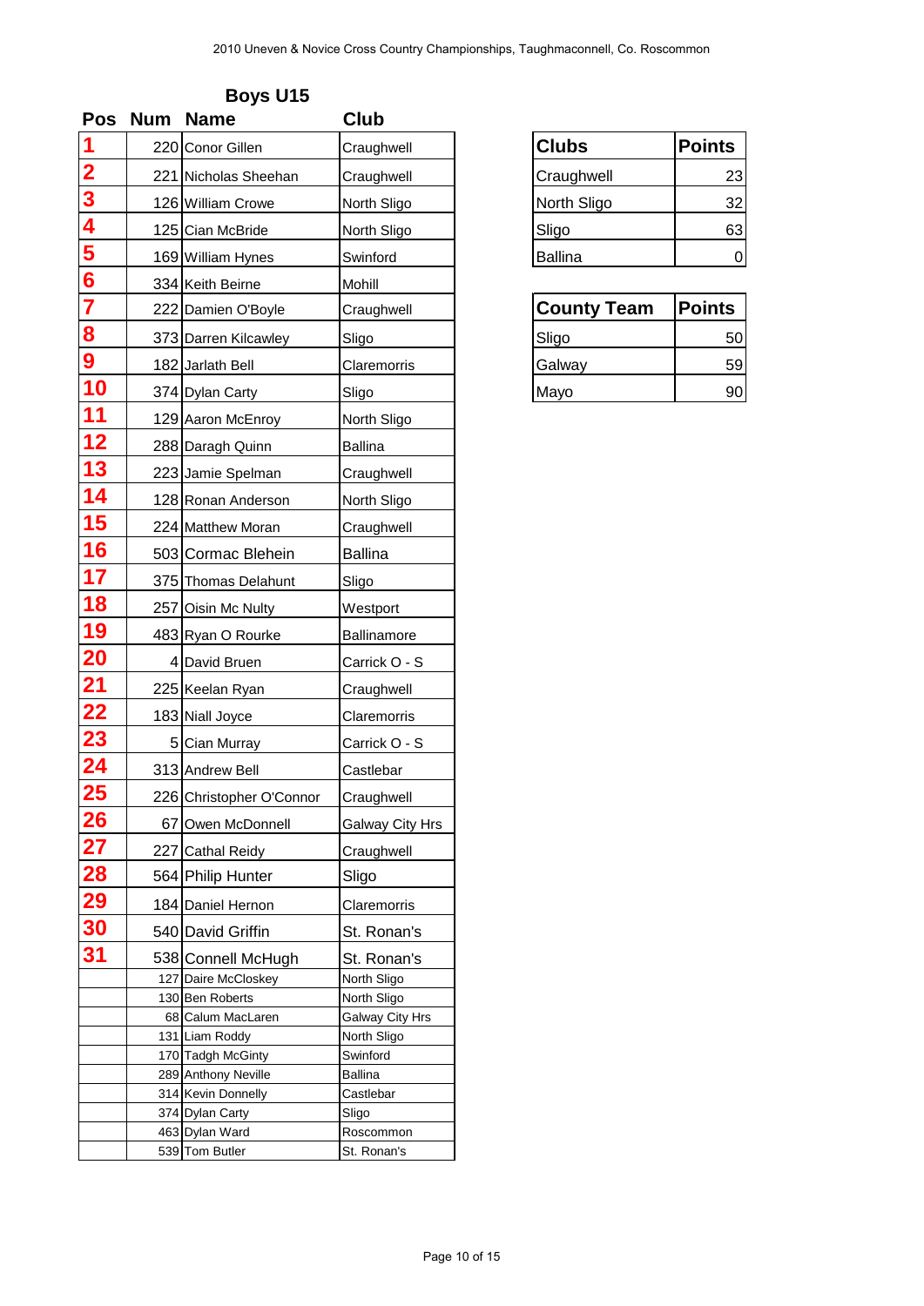2010 Uneven & Novice Cross Country Championships, Taughmaconnell, Co. Roscommon

## Boys U15

| Pos | Num | Name | Club |
|---|---|---|---|
| 1 | 220 | Conor Gillen | Craughwell |
| 2 | 221 | Nicholas Sheehan | Craughwell |
| 3 | 126 | William Crowe | North Sligo |
| 4 | 125 | Cian McBride | North Sligo |
| 5 | 169 | William Hynes | Swinford |
| 6 | 334 | Keith Beirne | Mohill |
| 7 | 222 | Damien O'Boyle | Craughwell |
| 8 | 373 | Darren Kilcawley | Sligo |
| 9 | 182 | Jarlath Bell | Claremorris |
| 10 | 374 | Dylan Carty | Sligo |
| 11 | 129 | Aaron McEnroy | North Sligo |
| 12 | 288 | Daragh Quinn | Ballina |
| 13 | 223 | Jamie Spelman | Craughwell |
| 14 | 128 | Ronan Anderson | North Sligo |
| 15 | 224 | Matthew Moran | Craughwell |
| 16 | 503 | Cormac Blehein | Ballina |
| 17 | 375 | Thomas Delahunt | Sligo |
| 18 | 257 | Oisin Mc Nulty | Westport |
| 19 | 483 | Ryan O Rourke | Ballinamore |
| 20 | 4 | David Bruen | Carrick O - S |
| 21 | 225 | Keelan Ryan | Craughwell |
| 22 | 183 | Niall Joyce | Claremorris |
| 23 | 5 | Cian Murray | Carrick O - S |
| 24 | 313 | Andrew Bell | Castlebar |
| 25 | 226 | Christopher O'Connor | Craughwell |
| 26 | 67 | Owen McDonnell | Galway City Hrs |
| 27 | 227 | Cathal Reidy | Craughwell |
| 28 | 564 | Philip Hunter | Sligo |
| 29 | 184 | Daniel Hernon | Claremorris |
| 30 | 540 | David Griffin | St. Ronan's |
| 31 | 538 | Connell McHugh | St. Ronan's |
| | 127 | Daire McCloskey | North Sligo |
| | 130 | Ben Roberts | North Sligo |
| | 68 | Calum MacLaren | Galway City Hrs |
| | 131 | Liam Roddy | North Sligo |
| | 170 | Tadgh McGinty | Swinford |
| | 289 | Anthony Neville | Ballina |
| | 314 | Kevin Donnelly | Castlebar |
| | 374 | Dylan Carty | Sligo |
| | 463 | Dylan Ward | Roscommon |
| | 539 | Tom Butler | St. Ronan's |

| Clubs | Points |
|---|---|
| Craughwell | 23 |
| North Sligo | 32 |
| Sligo | 63 |
| Ballina | 0 |

| County Team | Points |
|---|---|
| Sligo | 50 |
| Galway | 59 |
| Mayo | 90 |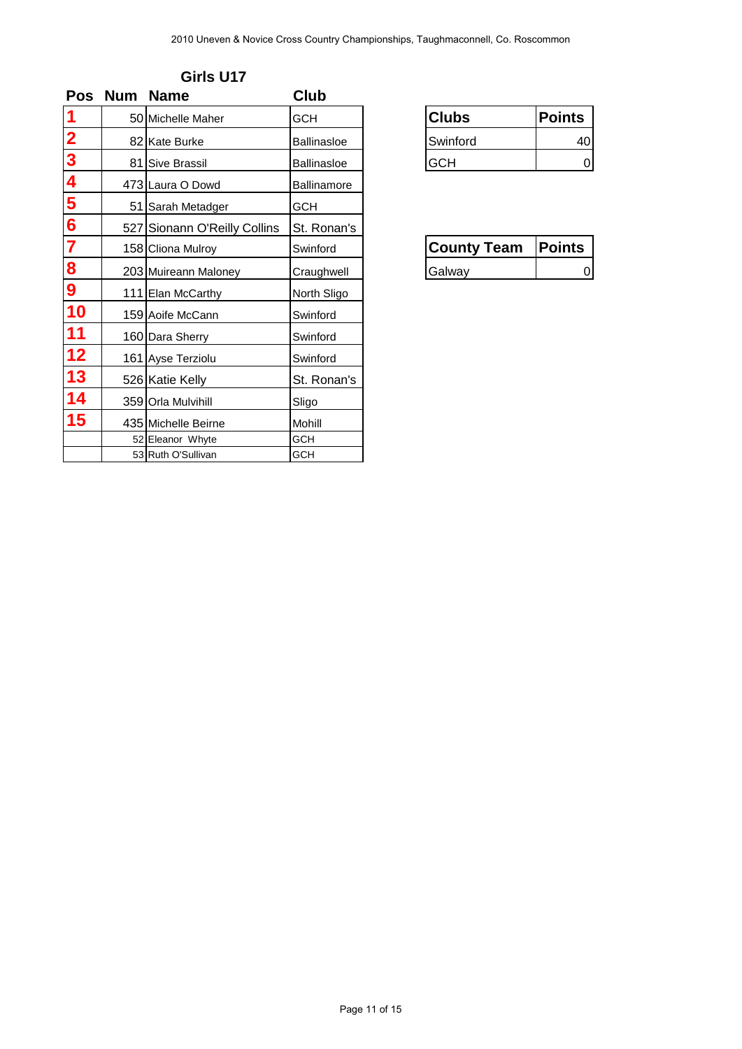## Girls U17

| Pos | Num | Name | Club |
|---|---|---|---|
| 1 | 50 | Michelle Maher | GCH |
| 2 | 82 | Kate Burke | Ballinasloe |
| 3 | 81 | Sive Brassil | Ballinasloe |
| 4 | 473 | Laura O Dowd | Ballinamore |
| 5 | 51 | Sarah Metadger | GCH |
| 6 | 527 | Sionann O'Reilly Collins | St. Ronan's |
| 7 | 158 | Cliona Mulroy | Swinford |
| 8 | 203 | Muireann Maloney | Craughwell |
| 9 | 111 | Elan McCarthy | North Sligo |
| 10 | 159 | Aoife McCann | Swinford |
| 11 | 160 | Dara Sherry | Swinford |
| 12 | 161 | Ayse Terziolu | Swinford |
| 13 | 526 | Katie Kelly | St. Ronan's |
| 14 | 359 | Orla Mulvihill | Sligo |
| 15 | 435 | Michelle Beirne | Mohill |
| | 52 | Eleanor Whyte | GCH |
| | 53 | Ruth O'Sullivan | GCH |

| Clubs | Points |
|---|---|
| Swinford | 40 |
| GCH | 0 |

| County Team | Points |
|---|---|
| Galway | 0 |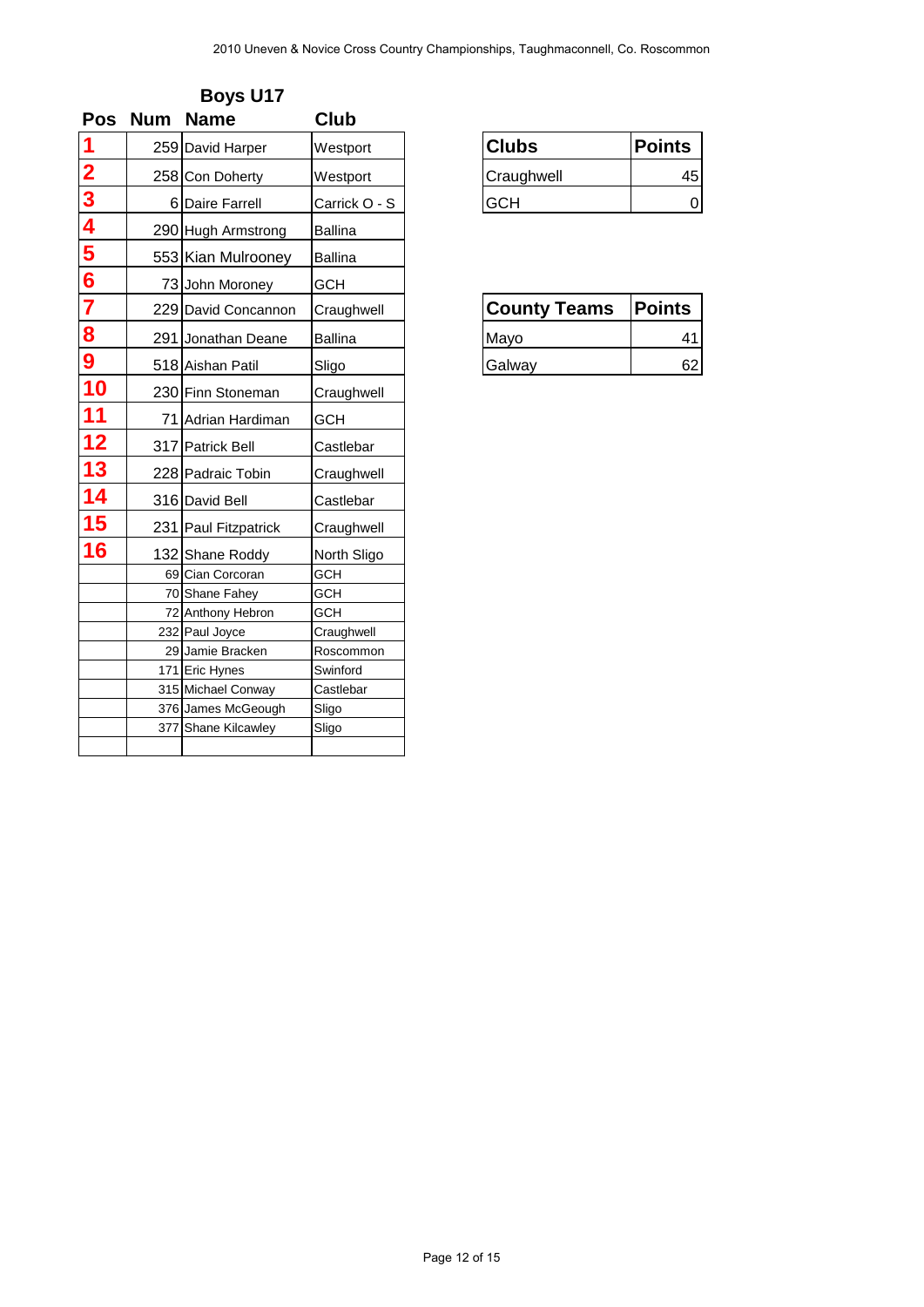## Boys U17

| Pos | Num | Name | Club |
|---|---|---|---|
| 1 | 259 | David Harper | Westport |
| 2 | 258 | Con Doherty | Westport |
| 3 | 6 | Daire Farrell | Carrick O - S |
| 4 | 290 | Hugh Armstrong | Ballina |
| 5 | 553 | Kian Mulrooney | Ballina |
| 6 | 73 | John Moroney | GCH |
| 7 | 229 | David Concannon | Craughwell |
| 8 | 291 | Jonathan Deane | Ballina |
| 9 | 518 | Aishan Patil | Sligo |
| 10 | 230 | Finn Stoneman | Craughwell |
| 11 | 71 | Adrian Hardiman | GCH |
| 12 | 317 | Patrick Bell | Castlebar |
| 13 | 228 | Padraic Tobin | Craughwell |
| 14 | 316 | David Bell | Castlebar |
| 15 | 231 | Paul Fitzpatrick | Craughwell |
| 16 | 132 | Shane Roddy | North Sligo |
| | 69 | Cian Corcoran | GCH |
| | 70 | Shane Fahey | GCH |
| | 72 | Anthony Hebron | GCH |
| | 232 | Paul Joyce | Craughwell |
| | 29 | Jamie Bracken | Roscommon |
| | 171 | Eric Hynes | Swinford |
| | 315 | Michael Conway | Castlebar |
| | 376 | James McGeough | Sligo |
| | 377 | Shane Kilcawley | Sligo |

| Clubs | Points |
|---|---|
| Craughwell | 45 |
| GCH | 0 |

| County Teams | Points |
|---|---|
| Mayo | 41 |
| Galway | 62 |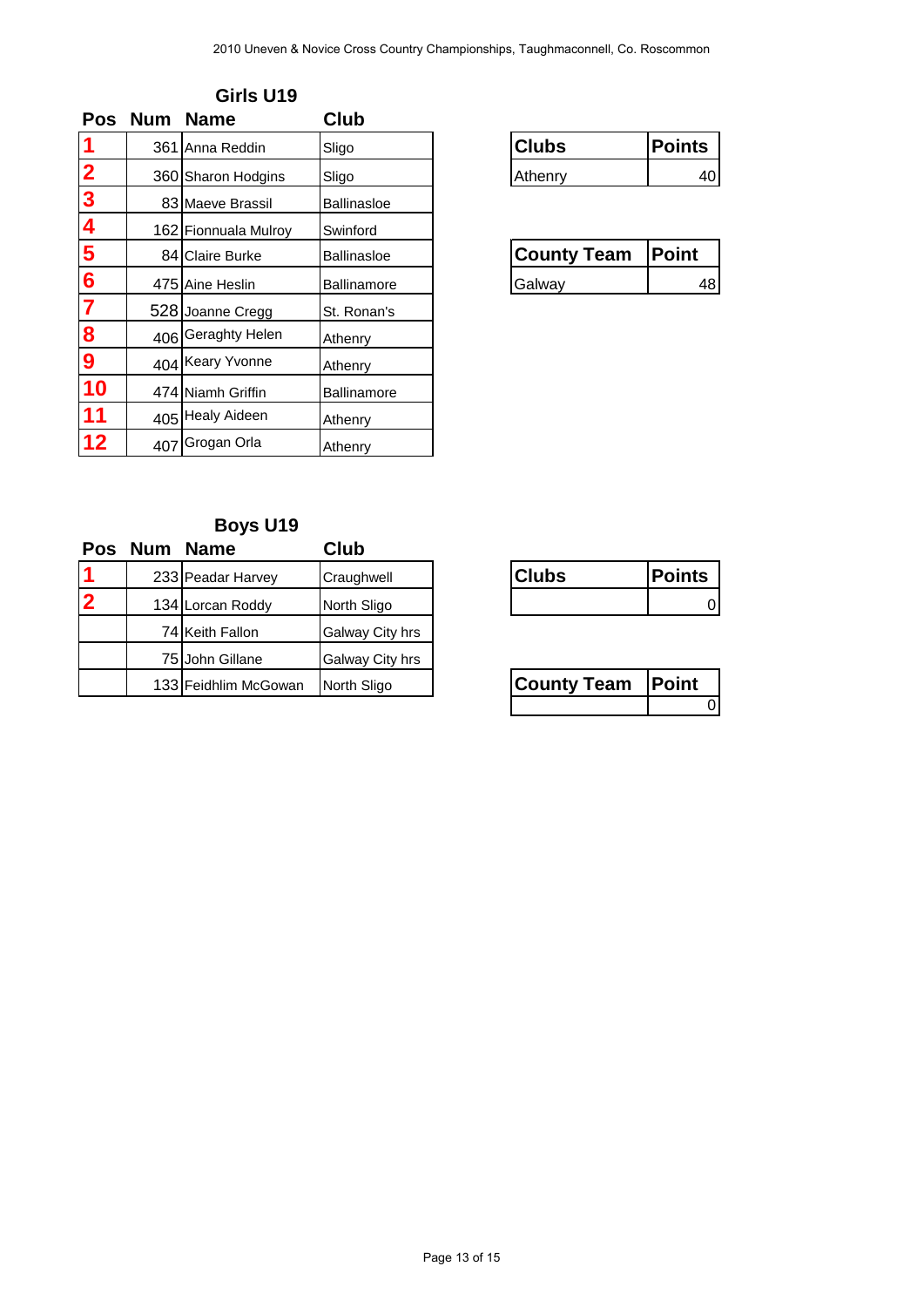## Girls U19

| Pos | Num | Name | Club |
|---|---|---|---|
| 1 | 361 | Anna Reddin | Sligo |
| 2 | 360 | Sharon Hodgins | Sligo |
| 3 | 83 | Maeve Brassil | Ballinasloe |
| 4 | 162 | Fionnuala Mulroy | Swinford |
| 5 | 84 | Claire Burke | Ballinasloe |
| 6 | 475 | Aine Heslin | Ballinamore |
| 7 | 528 | Joanne Cregg | St. Ronan's |
| 8 | 406 | Geraghty Helen | Athenry |
| 9 | 404 | Keary Yvonne | Athenry |
| 10 | 474 | Niamh Griffin | Ballinamore |
| 11 | 405 | Healy Aideen | Athenry |
| 12 | 407 | Grogan Orla | Athenry |

| Clubs | Points |
|---|---|
| Athenry | 40 |

| County Team | Point |
|---|---|
| Galway | 48 |

## Boys U19

| Pos | Num | Name | Club |
|---|---|---|---|
| 1 | 233 | Peadar Harvey | Craughwell |
| 2 | 134 | Lorcan Roddy | North Sligo |
| | 74 | Keith Fallon | Galway City hrs |
| | 75 | John Gillane | Galway City hrs |
| | 133 | Feidhlim McGowan | North Sligo |

| Clubs | Points |
|---|---|
| | 0 |

| County Team | Point |
|---|---|
| | 0 |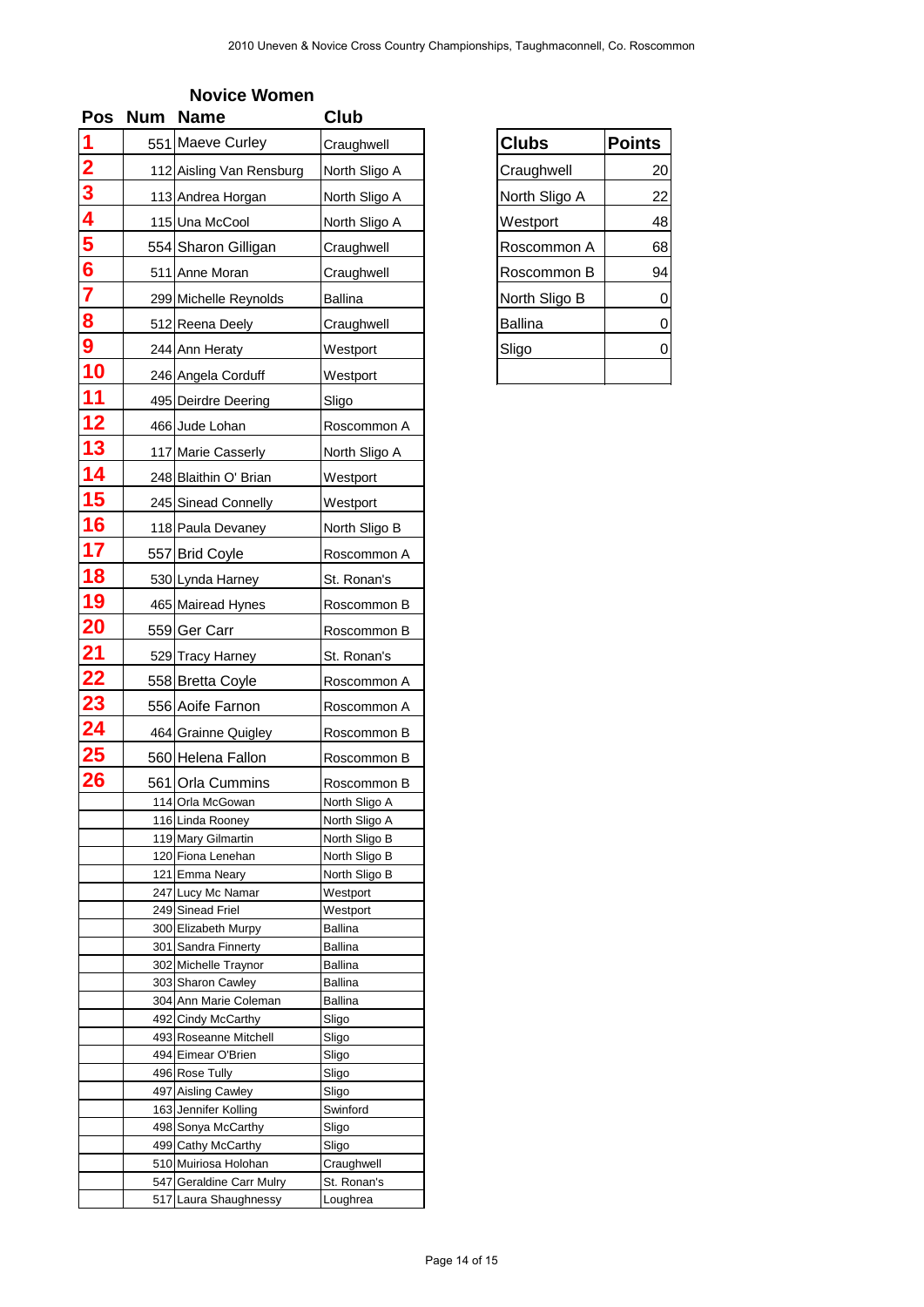## Novice Women

| Pos | Num | Name | Club |
|---|---|---|---|
| 1 | 551 | Maeve Curley | Craughwell |
| 2 | 112 | Aisling Van Rensburg | North Sligo A |
| 3 | 113 | Andrea Horgan | North Sligo A |
| 4 | 115 | Una McCool | North Sligo A |
| 5 | 554 | Sharon Gilligan | Craughwell |
| 6 | 511 | Anne Moran | Craughwell |
| 7 | 299 | Michelle Reynolds | Ballina |
| 8 | 512 | Reena Deely | Craughwell |
| 9 | 244 | Ann Heraty | Westport |
| 10 | 246 | Angela Corduff | Westport |
| 11 | 495 | Deirdre Deering | Sligo |
| 12 | 466 | Jude Lohan | Roscommon A |
| 13 | 117 | Marie Casserly | North Sligo A |
| 14 | 248 | Blaithin O' Brian | Westport |
| 15 | 245 | Sinead Connelly | Westport |
| 16 | 118 | Paula Devaney | North Sligo B |
| 17 | 557 | Brid Coyle | Roscommon A |
| 18 | 530 | Lynda Harney | St. Ronan's |
| 19 | 465 | Mairead Hynes | Roscommon B |
| 20 | 559 | Ger Carr | Roscommon B |
| 21 | 529 | Tracy Harney | St. Ronan's |
| 22 | 558 | Bretta Coyle | Roscommon A |
| 23 | 556 | Aoife Farnon | Roscommon A |
| 24 | 464 | Grainne Quigley | Roscommon B |
| 25 | 560 | Helena Fallon | Roscommon B |
| 26 | 561 | Orla Cummins | Roscommon B |
| | 114 | Orla McGowan | North Sligo A |
| | 116 | Linda Rooney | North Sligo A |
| | 119 | Mary Gilmartin | North Sligo B |
| | 120 | Fiona Lenehan | North Sligo B |
| | 121 | Emma Neary | North Sligo B |
| | 247 | Lucy Mc Namar | Westport |
| | 249 | Sinead Friel | Westport |
| | 300 | Elizabeth Murpy | Ballina |
| | 301 | Sandra Finnerty | Ballina |
| | 302 | Michelle Traynor | Ballina |
| | 303 | Sharon Cawley | Ballina |
| | 304 | Ann Marie Coleman | Ballina |
| | 492 | Cindy McCarthy | Sligo |
| | 493 | Roseanne Mitchell | Sligo |
| | 494 | Eimear O'Brien | Sligo |
| | 496 | Rose Tully | Sligo |
| | 497 | Aisling Cawley | Sligo |
| | 163 | Jennifer Kolling | Swinford |
| | 498 | Sonya McCarthy | Sligo |
| | 499 | Cathy McCarthy | Sligo |
| | 510 | Muiriosa Holohan | Craughwell |
| | 547 | Geraldine Carr Mulry | St. Ronan's |
| | 517 | Laura Shaughnessy | Loughrea |

| Clubs | Points |
|---|---|
| Craughwell | 20 |
| North Sligo A | 22 |
| Westport | 48 |
| Roscommon A | 68 |
| Roscommon B | 94 |
| North Sligo B | 0 |
| Ballina | 0 |
| Sligo | 0 |
| | |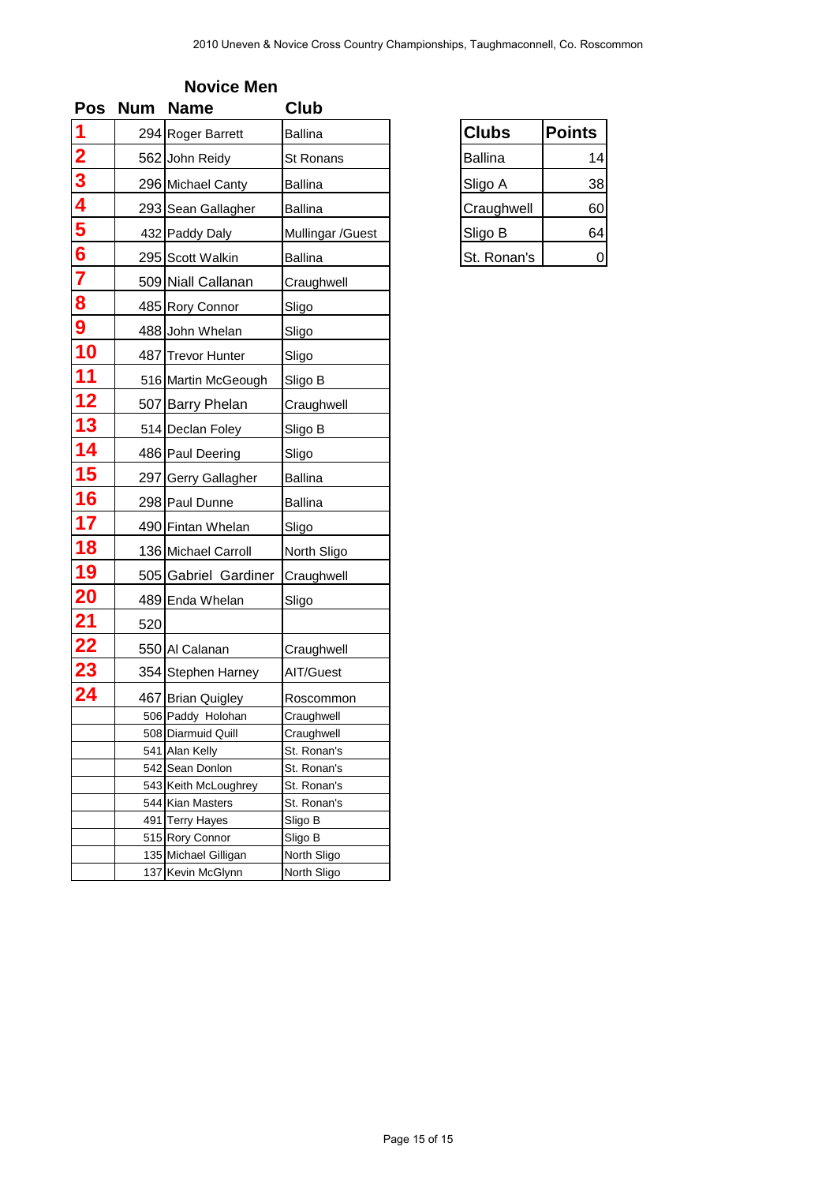## Novice Men

| Pos | Num | Name | Club |
|---|---|---|---|
| 1 | 294 | Roger Barrett | Ballina |
| 2 | 562 | John Reidy | St Ronans |
| 3 | 296 | Michael Canty | Ballina |
| 4 | 293 | Sean Gallagher | Ballina |
| 5 | 432 | Paddy Daly | Mullingar /Guest |
| 6 | 295 | Scott Walkin | Ballina |
| 7 | 509 | Niall Callanan | Craughwell |
| 8 | 485 | Rory Connor | Sligo |
| 9 | 488 | John Whelan | Sligo |
| 10 | 487 | Trevor Hunter | Sligo |
| 11 | 516 | Martin McGeough | Sligo B |
| 12 | 507 | Barry Phelan | Craughwell |
| 13 | 514 | Declan Foley | Sligo B |
| 14 | 486 | Paul Deering | Sligo |
| 15 | 297 | Gerry Gallagher | Ballina |
| 16 | 298 | Paul Dunne | Ballina |
| 17 | 490 | Fintan Whelan | Sligo |
| 18 | 136 | Michael Carroll | North Sligo |
| 19 | 505 | Gabriel Gardiner | Craughwell |
| 20 | 489 | Enda Whelan | Sligo |
| 21 | 520 | | |
| 22 | 550 | Al Calanan | Craughwell |
| 23 | 354 | Stephen Harney | AIT/Guest |
| 24 | 467 | Brian Quigley | Roscommon |
| | 506 | Paddy Holohan | Craughwell |
| | 508 | Diarmuid Quill | Craughwell |
| | 541 | Alan Kelly | St. Ronan's |
| | 542 | Sean Donlon | St. Ronan's |
| | 543 | Keith McLoughrey | St. Ronan's |
| | 544 | Kian Masters | St. Ronan's |
| | 491 | Terry Hayes | Sligo B |
| | 515 | Rory Connor | Sligo B |
| | 135 | Michael Gilligan | North Sligo |
| | 137 | Kevin McGlynn | North Sligo |

| Clubs | Points |
|---|---|
| Ballina | 14 |
| Sligo A | 38 |
| Craughwell | 60 |
| Sligo B | 64 |
| St. Ronan's | 0 |